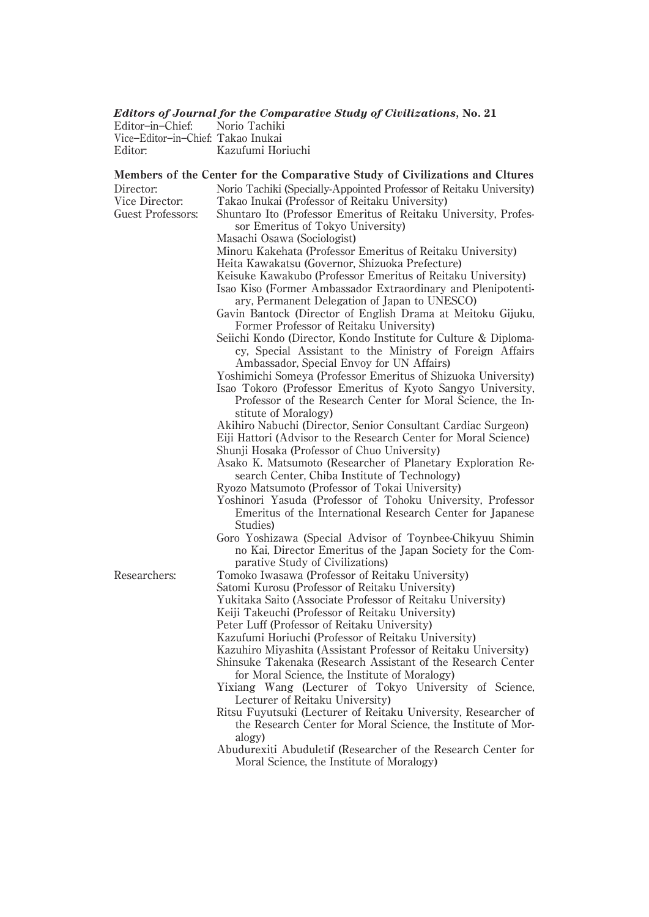### *Editors of Journal for the Comparative Study of Civilizations*, No. 21

Editor–in–Chief: Norio Tachiki
Vice–Editor–in–Chief: Takao Inukai
Editor: Kazufumi Horiuchi

### Members of the Center for the Comparative Study of Civilizations and Cltures

**Director:** Norio Tachiki (Specially-Appointed Professor of Reitaku University)

**Vice Director:** Takao Inukai (Professor of Reitaku University)

**Guest Professors:**
- Shuntaro Ito (Professor Emeritus of Reitaku University, Professor Emeritus of Tokyo University)
- Masachi Osawa (Sociologist)
- Minoru Kakehata (Professor Emeritus of Reitaku University)
- Heita Kawakatsu (Governor, Shizuoka Prefecture)
- Keisuke Kawakubo (Professor Emeritus of Reitaku University)
- Isao Kiso (Former Ambassador Extraordinary and Plenipotentiary, Permanent Delegation of Japan to UNESCO)
- Gavin Bantock (Director of English Drama at Meitoku Gijuku, Former Professor of Reitaku University)
- Seiichi Kondo (Director, Kondo Institute for Culture & Diplomacy, Special Assistant to the Ministry of Foreign Affairs Ambassador, Special Envoy for UN Affairs)
- Yoshimichi Someya (Professor Emeritus of Shizuoka University)
- Isao Tokoro (Professor Emeritus of Kyoto Sangyo University, Professor of the Research Center for Moral Science, the Institute of Moralogy)
- Akihiro Nabuchi (Director, Senior Consultant Cardiac Surgeon)
- Eiji Hattori (Advisor to the Research Center for Moral Science)
- Shunji Hosaka (Professor of Chuo University)
- Asako K. Matsumoto (Researcher of Planetary Exploration Research Center, Chiba Institute of Technology)
- Ryozo Matsumoto (Professor of Tokai University)
- Yoshinori Yasuda (Professor of Tohoku University, Professor Emeritus of the International Research Center for Japanese Studies)
- Goro Yoshizawa (Special Advisor of Toynbee-Chikyuu Shimin no Kai, Director Emeritus of the Japan Society for the Comparative Study of Civilizations)

**Researchers:**
- Tomoko Iwasawa (Professor of Reitaku University)
- Satomi Kurosu (Professor of Reitaku University)
- Yukitaka Saito (Associate Professor of Reitaku University)
- Keiji Takeuchi (Professor of Reitaku University)
- Peter Luff (Professor of Reitaku University)
- Kazufumi Horiuchi (Professor of Reitaku University)
- Kazuhiro Miyashita (Assistant Professor of Reitaku University)
- Shinsuke Takenaka (Research Assistant of the Research Center for Moral Science, the Institute of Moralogy)
- Yixiang Wang (Lecturer of Tokyo University of Science, Lecturer of Reitaku University)
- Ritsu Fuyutsuki (Lecturer of Reitaku University, Researcher of the Research Center for Moral Science, the Institute of Moralogy)
- Abudurexiti Abuduletif (Researcher of the Research Center for Moral Science, the Institute of Moralogy)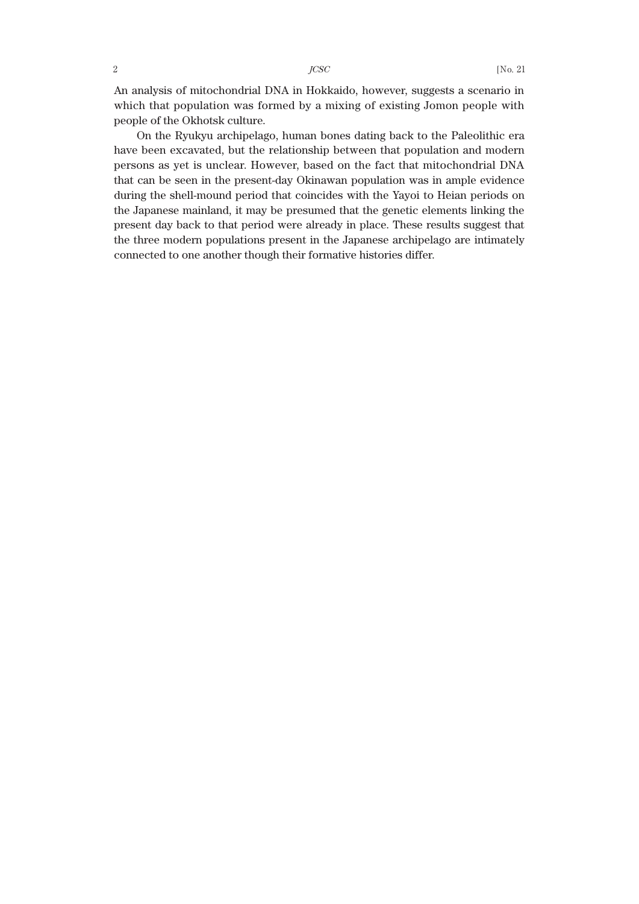An analysis of mitochondrial DNA in Hokkaido, however, suggests a scenario in which that population was formed by a mixing of existing Jomon people with people of the Okhotsk culture.

On the Ryukyu archipelago, human bones dating back to the Paleolithic era have been excavated, but the relationship between that population and modern persons as yet is unclear. However, based on the fact that mitochondrial DNA that can be seen in the present-day Okinawan population was in ample evidence during the shell-mound period that coincides with the Yayoi to Heian periods on the Japanese mainland, it may be presumed that the genetic elements linking the present day back to that period were already in place. These results suggest that the three modern populations present in the Japanese archipelago are intimately connected to one another though their formative histories differ.